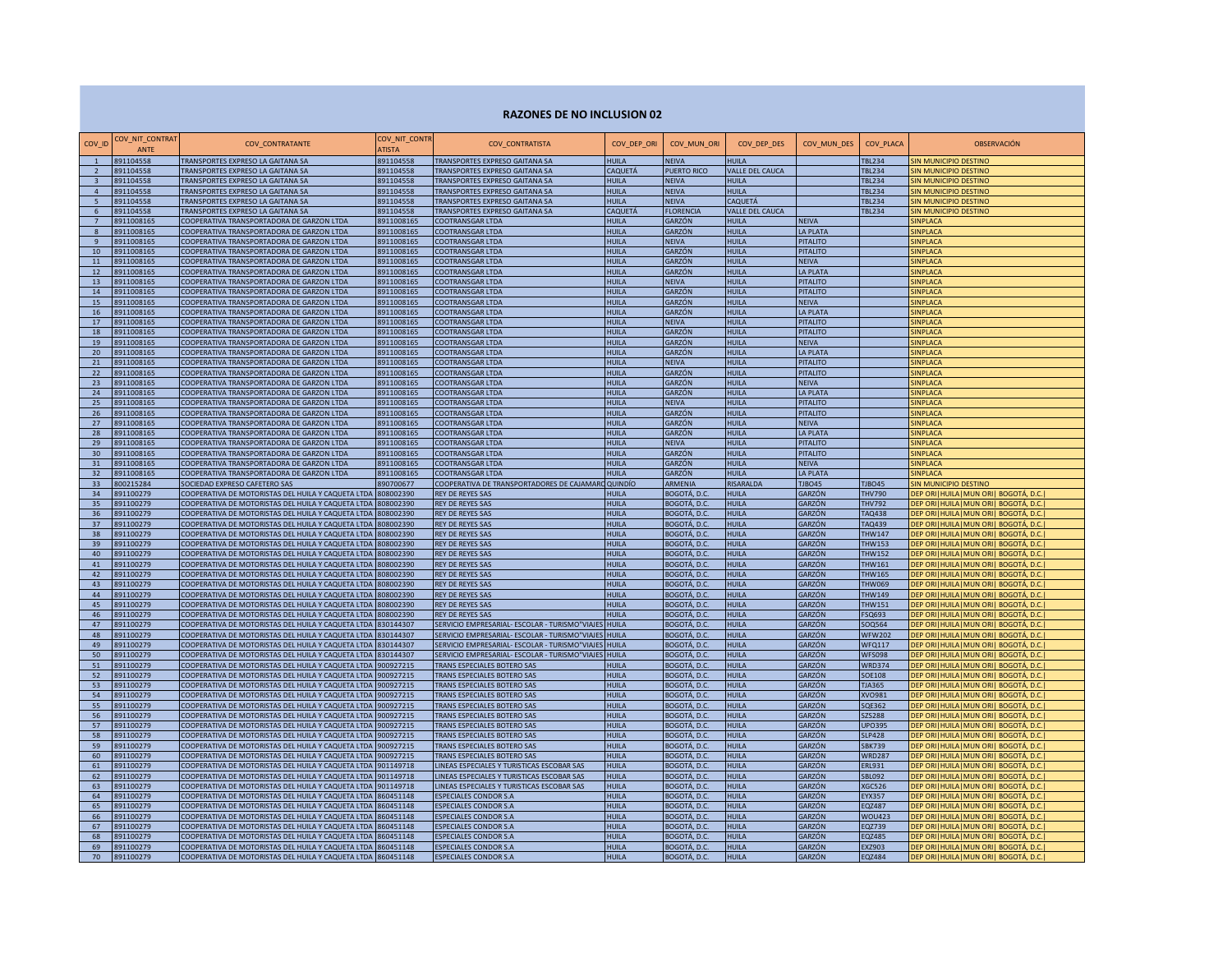# RAZONES DE NO INCLUSION 02

| COV_ID | COV_NIT_CONTRATANTE | COV_CONTRATANTE | COV_NIT_CONTRATISTA | COV_CONTRATISTA | COV_DEP_ORI | COV_MUN_ORI | COV_DEP_DES | COV_MUN_DES | COV_PLACA | OBSERVACIÓN |
|---|---|---|---|---|---|---|---|---|---|---|
| 1 | 891104558 | TRANSPORTES EXPRESO LA GAITANA SA | 891104558 | TRANSPORTES EXPRESO GAITANA SA | HUILA | NEIVA | HUILA | | TBL234 | SIN MUNICIPIO DESTINO |
| 2 | 891104558 | TRANSPORTES EXPRESO LA GAITANA SA | 891104558 | TRANSPORTES EXPRESO GAITANA SA | CAQUETÁ | PUERTO RICO | VALLE DEL CAUCA | | TBL234 | SIN MUNICIPIO DESTINO |
| 3 | 891104558 | TRANSPORTES EXPRESO LA GAITANA SA | 891104558 | TRANSPORTES EXPRESO GAITANA SA | HUILA | NEIVA | HUILA | | TBL234 | SIN MUNICIPIO DESTINO |
| 4 | 891104558 | TRANSPORTES EXPRESO LA GAITANA SA | 891104558 | TRANSPORTES EXPRESO GAITANA SA | HUILA | NEIVA | HUILA | | TBL234 | SIN MUNICIPIO DESTINO |
| 5 | 891104558 | TRANSPORTES EXPRESO LA GAITANA SA | 891104558 | TRANSPORTES EXPRESO GAITANA SA | HUILA | NEIVA | CAQUETÁ | | TBL234 | SIN MUNICIPIO DESTINO |
| 6 | 891104558 | TRANSPORTES EXPRESO LA GAITANA SA | 891104558 | TRANSPORTES EXPRESO GAITANA SA | CAQUETÁ | FLORENCIA | VALLE DEL CAUCA | | TBL234 | SIN MUNICIPIO DESTINO |
| 7 | 8911008165 | COOPERATIVA TRANSPORTADORA DE GARZON LTDA | 8911008165 | COOTRANSGAR LTDA | HUILA | GARZÓN | HUILA | NEIVA | | SINPLACA |
| 8 | 8911008165 | COOPERATIVA TRANSPORTADORA DE GARZON LTDA | 8911008165 | COOTRANSGAR LTDA | HUILA | GARZÓN | HUILA | LA PLATA | | SINPLACA |
| 9 | 8911008165 | COOPERATIVA TRANSPORTADORA DE GARZON LTDA | 8911008165 | COOTRANSGAR LTDA | HUILA | NEIVA | HUILA | PITALITO | | SINPLACA |
| 10 | 8911008165 | COOPERATIVA TRANSPORTADORA DE GARZON LTDA | 8911008165 | COOTRANSGAR LTDA | HUILA | GARZÓN | HUILA | PITALITO | | SINPLACA |
| 11 | 8911008165 | COOPERATIVA TRANSPORTADORA DE GARZON LTDA | 8911008165 | COOTRANSGAR LTDA | HUILA | GARZÓN | HUILA | NEIVA | | SINPLACA |
| 12 | 8911008165 | COOPERATIVA TRANSPORTADORA DE GARZON LTDA | 8911008165 | COOTRANSGAR LTDA | HUILA | GARZÓN | HUILA | LA PLATA | | SINPLACA |
| 13 | 8911008165 | COOPERATIVA TRANSPORTADORA DE GARZON LTDA | 8911008165 | COOTRANSGAR LTDA | HUILA | NEIVA | HUILA | PITALITO | | SINPLACA |
| 14 | 8911008165 | COOPERATIVA TRANSPORTADORA DE GARZON LTDA | 8911008165 | COOTRANSGAR LTDA | HUILA | GARZÓN | HUILA | PITALITO | | SINPLACA |
| 15 | 8911008165 | COOPERATIVA TRANSPORTADORA DE GARZON LTDA | 8911008165 | COOTRANSGAR LTDA | HUILA | GARZÓN | HUILA | NEIVA | | SINPLACA |
| 16 | 8911008165 | COOPERATIVA TRANSPORTADORA DE GARZON LTDA | 8911008165 | COOTRANSGAR LTDA | HUILA | GARZÓN | HUILA | LA PLATA | | SINPLACA |
| 17 | 8911008165 | COOPERATIVA TRANSPORTADORA DE GARZON LTDA | 8911008165 | COOTRANSGAR LTDA | HUILA | NEIVA | HUILA | PITALITO | | SINPLACA |
| 18 | 8911008165 | COOPERATIVA TRANSPORTADORA DE GARZON LTDA | 8911008165 | COOTRANSGAR LTDA | HUILA | GARZÓN | HUILA | PITALITO | | SINPLACA |
| 19 | 8911008165 | COOPERATIVA TRANSPORTADORA DE GARZON LTDA | 8911008165 | COOTRANSGAR LTDA | HUILA | GARZÓN | HUILA | NEIVA | | SINPLACA |
| 20 | 8911008165 | COOPERATIVA TRANSPORTADORA DE GARZON LTDA | 8911008165 | COOTRANSGAR LTDA | HUILA | GARZÓN | HUILA | LA PLATA | | SINPLACA |
| 21 | 8911008165 | COOPERATIVA TRANSPORTADORA DE GARZON LTDA | 8911008165 | COOTRANSGAR LTDA | HUILA | NEIVA | HUILA | PITALITO | | SINPLACA |
| 22 | 8911008165 | COOPERATIVA TRANSPORTADORA DE GARZON LTDA | 8911008165 | COOTRANSGAR LTDA | HUILA | GARZÓN | HUILA | PITALITO | | SINPLACA |
| 23 | 8911008165 | COOPERATIVA TRANSPORTADORA DE GARZON LTDA | 8911008165 | COOTRANSGAR LTDA | HUILA | GARZÓN | HUILA | NEIVA | | SINPLACA |
| 24 | 8911008165 | COOPERATIVA TRANSPORTADORA DE GARZON LTDA | 8911008165 | COOTRANSGAR LTDA | HUILA | GARZÓN | HUILA | LA PLATA | | SINPLACA |
| 25 | 8911008165 | COOPERATIVA TRANSPORTADORA DE GARZON LTDA | 8911008165 | COOTRANSGAR LTDA | HUILA | NEIVA | HUILA | PITALITO | | SINPLACA |
| 26 | 8911008165 | COOPERATIVA TRANSPORTADORA DE GARZON LTDA | 8911008165 | COOTRANSGAR LTDA | HUILA | GARZÓN | HUILA | PITALITO | | SINPLACA |
| 27 | 8911008165 | COOPERATIVA TRANSPORTADORA DE GARZON LTDA | 8911008165 | COOTRANSGAR LTDA | HUILA | GARZÓN | HUILA | NEIVA | | SINPLACA |
| 28 | 8911008165 | COOPERATIVA TRANSPORTADORA DE GARZON LTDA | 8911008165 | COOTRANSGAR LTDA | HUILA | GARZÓN | HUILA | LA PLATA | | SINPLACA |
| 29 | 8911008165 | COOPERATIVA TRANSPORTADORA DE GARZON LTDA | 8911008165 | COOTRANSGAR LTDA | HUILA | NEIVA | HUILA | PITALITO | | SINPLACA |
| 30 | 8911008165 | COOPERATIVA TRANSPORTADORA DE GARZON LTDA | 8911008165 | COOTRANSGAR LTDA | HUILA | GARZÓN | HUILA | PITALITO | | SINPLACA |
| 31 | 8911008165 | COOPERATIVA TRANSPORTADORA DE GARZON LTDA | 8911008165 | COOTRANSGAR LTDA | HUILA | GARZÓN | HUILA | NEIVA | | SINPLACA |
| 32 | 8911008165 | COOPERATIVA TRANSPORTADORA DE GARZON LTDA | 8911008165 | COOTRANSGAR LTDA | HUILA | GARZÓN | HUILA | LA PLATA | | SINPLACA |
| 33 | 800215284 | SOCIEDAD EXPRESO CAFETERO SAS | 890700677 | COOPERATIVA DE TRANSPORTADORES DE CAJAMARC | QUINDÍO | ARMENIA | RISARALDA | TJBO45 | TJBO45 | SIN MUNICIPIO DESTINO |
| 34 | 891100279 | COOPERATIVA DE MOTORISTAS DEL HUILA Y CAQUETA LTDA | 808002390 | REY DE REYES SAS | HUILA | BOGOTÁ, D.C. | HUILA | GARZÓN | THV790 | DEP ORI\|HUILA\|MUN ORI\| BOGOTÁ, D.C.\| |
| 35 | 891100279 | COOPERATIVA DE MOTORISTAS DEL HUILA Y CAQUETA LTDA | 808002390 | REY DE REYES SAS | HUILA | BOGOTÁ, D.C. | HUILA | GARZÓN | THV792 | DEP ORI\|HUILA\|MUN ORI\| BOGOTÁ, D.C.\| |
| 36 | 891100279 | COOPERATIVA DE MOTORISTAS DEL HUILA Y CAQUETA LTDA | 808002390 | REY DE REYES SAS | HUILA | BOGOTÁ, D.C. | HUILA | GARZÓN | TAQ438 | DEP ORI\|HUILA\|MUN ORI\| BOGOTÁ, D.C.\| |
| 37 | 891100279 | COOPERATIVA DE MOTORISTAS DEL HUILA Y CAQUETA LTDA | 808002390 | REY DE REYES SAS | HUILA | BOGOTÁ, D.C. | HUILA | GARZÓN | TAQ439 | DEP ORI\|HUILA\|MUN ORI\| BOGOTÁ, D.C.\| |
| 38 | 891100279 | COOPERATIVA DE MOTORISTAS DEL HUILA Y CAQUETA LTDA | 808002390 | REY DE REYES SAS | HUILA | BOGOTÁ, D.C. | HUILA | GARZÓN | THW147 | DEP ORI\|HUILA\|MUN ORI\| BOGOTÁ, D.C.\| |
| 39 | 891100279 | COOPERATIVA DE MOTORISTAS DEL HUILA Y CAQUETA LTDA | 808002390 | REY DE REYES SAS | HUILA | BOGOTÁ, D.C. | HUILA | GARZÓN | THW153 | DEP ORI\|HUILA\|MUN ORI\| BOGOTÁ, D.C.\| |
| 40 | 891100279 | COOPERATIVA DE MOTORISTAS DEL HUILA Y CAQUETA LTDA | 808002390 | REY DE REYES SAS | HUILA | BOGOTÁ, D.C. | HUILA | GARZÓN | THW152 | DEP ORI\|HUILA\|MUN ORI\| BOGOTÁ, D.C.\| |
| 41 | 891100279 | COOPERATIVA DE MOTORISTAS DEL HUILA Y CAQUETA LTDA | 808002390 | REY DE REYES SAS | HUILA | BOGOTÁ, D.C. | HUILA | GARZÓN | THW161 | DEP ORI\|HUILA\|MUN ORI\| BOGOTÁ, D.C.\| |
| 42 | 891100279 | COOPERATIVA DE MOTORISTAS DEL HUILA Y CAQUETA LTDA | 808002390 | REY DE REYES SAS | HUILA | BOGOTÁ, D.C. | HUILA | GARZÓN | THW165 | DEP ORI\|HUILA\|MUN ORI\| BOGOTÁ, D.C.\| |
| 43 | 891100279 | COOPERATIVA DE MOTORISTAS DEL HUILA Y CAQUETA LTDA | 808002390 | REY DE REYES SAS | HUILA | BOGOTÁ, D.C. | HUILA | GARZÓN | THW069 | DEP ORI\|HUILA\|MUN ORI\| BOGOTÁ, D.C.\| |
| 44 | 891100279 | COOPERATIVA DE MOTORISTAS DEL HUILA Y CAQUETA LTDA | 808002390 | REY DE REYES SAS | HUILA | BOGOTÁ, D.C. | HUILA | GARZÓN | THW149 | DEP ORI\|HUILA\|MUN ORI\| BOGOTÁ, D.C.\| |
| 45 | 891100279 | COOPERATIVA DE MOTORISTAS DEL HUILA Y CAQUETA LTDA | 808002390 | REY DE REYES SAS | HUILA | BOGOTÁ, D.C. | HUILA | GARZÓN | THW151 | DEP ORI\|HUILA\|MUN ORI\| BOGOTÁ, D.C.\| |
| 46 | 891100279 | COOPERATIVA DE MOTORISTAS DEL HUILA Y CAQUETA LTDA | 808002390 | REY DE REYES SAS | HUILA | BOGOTÁ, D.C. | HUILA | GARZÓN | FSQ693 | DEP ORI\|HUILA\|MUN ORI\| BOGOTÁ, D.C.\| |
| 47 | 891100279 | COOPERATIVA DE MOTORISTAS DEL HUILA Y CAQUETA LTDA | 830144307 | SERVICIO EMPRESARIAL- ESCOLAR - TURISMO"VIAJES | HUILA | BOGOTÁ, D.C. | HUILA | GARZÓN | SOQ564 | DEP ORI\|HUILA\|MUN ORI\| BOGOTÁ, D.C.\| |
| 48 | 891100279 | COOPERATIVA DE MOTORISTAS DEL HUILA Y CAQUETA LTDA | 830144307 | SERVICIO EMPRESARIAL- ESCOLAR - TURISMO"VIAJES | HUILA | BOGOTÁ, D.C. | HUILA | GARZÓN | WFW202 | DEP ORI\|HUILA\|MUN ORI\| BOGOTÁ, D.C.\| |
| 49 | 891100279 | COOPERATIVA DE MOTORISTAS DEL HUILA Y CAQUETA LTDA | 830144307 | SERVICIO EMPRESARIAL- ESCOLAR - TURISMO"VIAJES | HUILA | BOGOTÁ, D.C. | HUILA | GARZÓN | WFQ117 | DEP ORI\|HUILA\|MUN ORI\| BOGOTÁ, D.C.\| |
| 50 | 891100279 | COOPERATIVA DE MOTORISTAS DEL HUILA Y CAQUETA LTDA | 830144307 | SERVICIO EMPRESARIAL- ESCOLAR - TURISMO"VIAJES | HUILA | BOGOTÁ, D.C. | HUILA | GARZÓN | WFS098 | DEP ORI\|HUILA\|MUN ORI\| BOGOTÁ, D.C.\| |
| 51 | 891100279 | COOPERATIVA DE MOTORISTAS DEL HUILA Y CAQUETA LTDA | 900927215 | TRANS ESPECIALES BOTERO SAS | HUILA | BOGOTÁ, D.C. | HUILA | GARZÓN | WRD374 | DEP ORI\|HUILA\|MUN ORI\| BOGOTÁ, D.C.\| |
| 52 | 891100279 | COOPERATIVA DE MOTORISTAS DEL HUILA Y CAQUETA LTDA | 900927215 | TRANS ESPECIALES BOTERO SAS | HUILA | BOGOTÁ, D.C. | HUILA | GARZÓN | SOE108 | DEP ORI\|HUILA\|MUN ORI\| BOGOTÁ, D.C.\| |
| 53 | 891100279 | COOPERATIVA DE MOTORISTAS DEL HUILA Y CAQUETA LTDA | 900927215 | TRANS ESPECIALES BOTERO SAS | HUILA | BOGOTÁ, D.C. | HUILA | GARZÓN | TJA365 | DEP ORI\|HUILA\|MUN ORI\| BOGOTÁ, D.C.\| |
| 54 | 891100279 | COOPERATIVA DE MOTORISTAS DEL HUILA Y CAQUETA LTDA | 900927215 | TRANS ESPECIALES BOTERO SAS | HUILA | BOGOTÁ, D.C. | HUILA | GARZÓN | XVO981 | DEP ORI\|HUILA\|MUN ORI\| BOGOTÁ, D.C.\| |
| 55 | 891100279 | COOPERATIVA DE MOTORISTAS DEL HUILA Y CAQUETA LTDA | 900927215 | TRANS ESPECIALES BOTERO SAS | HUILA | BOGOTÁ, D.C. | HUILA | GARZÓN | SQE362 | DEP ORI\|HUILA\|MUN ORI\| BOGOTÁ, D.C.\| |
| 56 | 891100279 | COOPERATIVA DE MOTORISTAS DEL HUILA Y CAQUETA LTDA | 900927215 | TRANS ESPECIALES BOTERO SAS | HUILA | BOGOTÁ, D.C. | HUILA | GARZÓN | SZS288 | DEP ORI\|HUILA\|MUN ORI\| BOGOTÁ, D.C.\| |
| 57 | 891100279 | COOPERATIVA DE MOTORISTAS DEL HUILA Y CAQUETA LTDA | 900927215 | TRANS ESPECIALES BOTERO SAS | HUILA | BOGOTÁ, D.C. | HUILA | GARZÓN | UPO395 | DEP ORI\|HUILA\|MUN ORI\| BOGOTÁ, D.C.\| |
| 58 | 891100279 | COOPERATIVA DE MOTORISTAS DEL HUILA Y CAQUETA LTDA | 900927215 | TRANS ESPECIALES BOTERO SAS | HUILA | BOGOTÁ, D.C. | HUILA | GARZÓN | SLP428 | DEP ORI\|HUILA\|MUN ORI\| BOGOTÁ, D.C.\| |
| 59 | 891100279 | COOPERATIVA DE MOTORISTAS DEL HUILA Y CAQUETA LTDA | 900927215 | TRANS ESPECIALES BOTERO SAS | HUILA | BOGOTÁ, D.C. | HUILA | GARZÓN | SBK739 | DEP ORI\|HUILA\|MUN ORI\| BOGOTÁ, D.C.\| |
| 60 | 891100279 | COOPERATIVA DE MOTORISTAS DEL HUILA Y CAQUETA LTDA | 900927215 | TRANS ESPECIALES BOTERO SAS | HUILA | BOGOTÁ, D.C. | HUILA | GARZÓN | WRD287 | DEP ORI\|HUILA\|MUN ORI\| BOGOTÁ, D.C.\| |
| 61 | 891100279 | COOPERATIVA DE MOTORISTAS DEL HUILA Y CAQUETA LTDA | 901149718 | LINEAS ESPECIALES Y TURISTICAS ESCOBAR SAS | HUILA | BOGOTÁ, D.C. | HUILA | GARZÓN | ERL931 | DEP ORI\|HUILA\|MUN ORI\| BOGOTÁ, D.C.\| |
| 62 | 891100279 | COOPERATIVA DE MOTORISTAS DEL HUILA Y CAQUETA LTDA | 901149718 | LINEAS ESPECIALES Y TURISTICAS ESCOBAR SAS | HUILA | BOGOTÁ, D.C. | HUILA | GARZÓN | SBL092 | DEP ORI\|HUILA\|MUN ORI\| BOGOTÁ, D.C.\| |
| 63 | 891100279 | COOPERATIVA DE MOTORISTAS DEL HUILA Y CAQUETA LTDA | 901149718 | LINEAS ESPECIALES Y TURISTICAS ESCOBAR SAS | HUILA | BOGOTÁ, D.C. | HUILA | GARZÓN | XGC526 | DEP ORI\|HUILA\|MUN ORI\| BOGOTÁ, D.C.\| |
| 64 | 891100279 | COOPERATIVA DE MOTORISTAS DEL HUILA Y CAQUETA LTDA | 860451148 | ESPECIALES CONDOR S.A | HUILA | BOGOTÁ, D.C. | HUILA | GARZÓN | EYX357 | DEP ORI\|HUILA\|MUN ORI\| BOGOTÁ, D.C.\| |
| 65 | 891100279 | COOPERATIVA DE MOTORISTAS DEL HUILA Y CAQUETA LTDA | 860451148 | ESPECIALES CONDOR S.A | HUILA | BOGOTÁ, D.C. | HUILA | GARZÓN | EQZ487 | DEP ORI\|HUILA\|MUN ORI\| BOGOTÁ, D.C.\| |
| 66 | 891100279 | COOPERATIVA DE MOTORISTAS DEL HUILA Y CAQUETA LTDA | 860451148 | ESPECIALES CONDOR S.A | HUILA | BOGOTÁ, D.C. | HUILA | GARZÓN | WOU423 | DEP ORI\|HUILA\|MUN ORI\| BOGOTÁ, D.C.\| |
| 67 | 891100279 | COOPERATIVA DE MOTORISTAS DEL HUILA Y CAQUETA LTDA | 860451148 | ESPECIALES CONDOR S.A | HUILA | BOGOTÁ, D.C. | HUILA | GARZÓN | EQZ739 | DEP ORI\|HUILA\|MUN ORI\| BOGOTÁ, D.C.\| |
| 68 | 891100279 | COOPERATIVA DE MOTORISTAS DEL HUILA Y CAQUETA LTDA | 860451148 | ESPECIALES CONDOR S.A | HUILA | BOGOTÁ, D.C. | HUILA | GARZÓN | EQZ485 | DEP ORI\|HUILA\|MUN ORI\| BOGOTÁ, D.C.\| |
| 69 | 891100279 | COOPERATIVA DE MOTORISTAS DEL HUILA Y CAQUETA LTDA | 860451148 | ESPECIALES CONDOR S.A | HUILA | BOGOTÁ, D.C. | HUILA | GARZÓN | EXZ903 | DEP ORI\|HUILA\|MUN ORI\| BOGOTÁ, D.C.\| |
| 70 | 891100279 | COOPERATIVA DE MOTORISTAS DEL HUILA Y CAQUETA LTDA | 860451148 | ESPECIALES CONDOR S.A | HUILA | BOGOTÁ, D.C. | HUILA | GARZÓN | EQZ484 | DEP ORI\|HUILA\|MUN ORI\| BOGOTÁ, D.C.\| |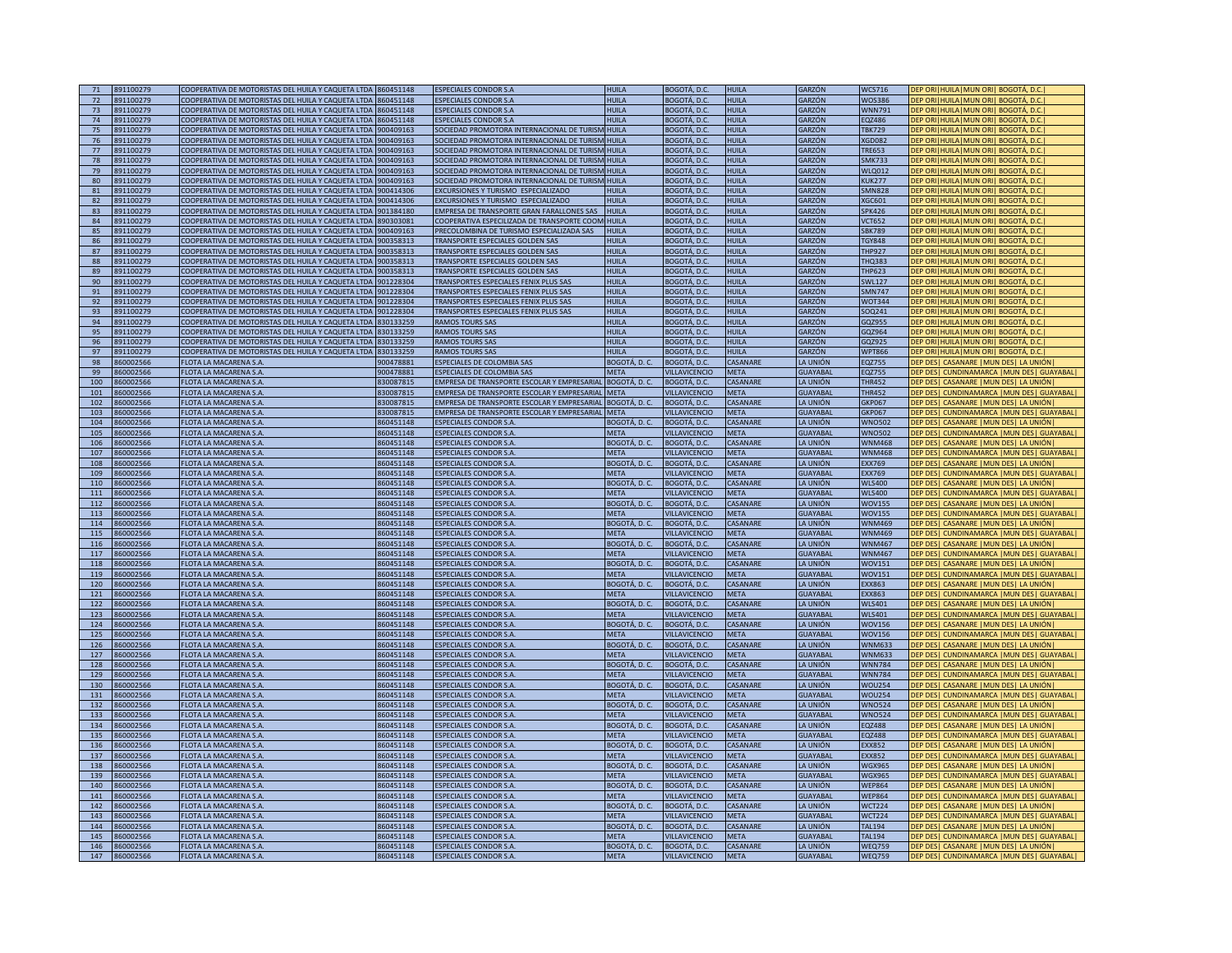| 71 | 891100279 | COOPERATIVA DE MOTORISTAS DEL HUILA Y CAQUETA LTDA | 860451148 | ESPECIALES CONDOR S.A | HUILA | BOGOTÁ, D.C. | HUILA | GARZÓN | WCS716 | DEP ORI\|HUILA\|MUN ORI\| BOGOTÁ, D.C.\| |
|---|---|---|---|---|---|---|---|---|---|---|
| 72 | 891100279 | COOPERATIVA DE MOTORISTAS DEL HUILA Y CAQUETA LTDA | 860451148 | ESPECIALES CONDOR S.A | HUILA | BOGOTÁ, D.C. | HUILA | GARZÓN | WOS386 | DEP ORI\|HUILA\|MUN ORI\| BOGOTÁ, D.C.\| |
| 73 | 891100279 | COOPERATIVA DE MOTORISTAS DEL HUILA Y CAQUETA LTDA | 860451148 | ESPECIALES CONDOR S.A | HUILA | BOGOTÁ, D.C. | HUILA | GARZÓN | WNN791 | DEP ORI\|HUILA\|MUN ORI\| BOGOTÁ, D.C.\| |
| 74 | 891100279 | COOPERATIVA DE MOTORISTAS DEL HUILA Y CAQUETA LTDA | 860451148 | ESPECIALES CONDOR S.A | HUILA | BOGOTÁ, D.C. | HUILA | GARZÓN | EQZ486 | DEP ORI\|HUILA\|MUN ORI\| BOGOTÁ, D.C.\| |
| 75 | 891100279 | COOPERATIVA DE MOTORISTAS DEL HUILA Y CAQUETA LTDA | 900409163 | SOCIEDAD PROMOTORA INTERNACIONAL DE TURISM | HUILA | BOGOTÁ, D.C. | HUILA | GARZÓN | TBK729 | DEP ORI\|HUILA\|MUN ORI\| BOGOTÁ, D.C.\| |
| 76 | 891100279 | COOPERATIVA DE MOTORISTAS DEL HUILA Y CAQUETA LTDA | 900409163 | SOCIEDAD PROMOTORA INTERNACIONAL DE TURISM | HUILA | BOGOTÁ, D.C. | HUILA | GARZÓN | XGD082 | DEP ORI\|HUILA\|MUN ORI\| BOGOTÁ, D.C.\| |
| 77 | 891100279 | COOPERATIVA DE MOTORISTAS DEL HUILA Y CAQUETA LTDA | 900409163 | SOCIEDAD PROMOTORA INTERNACIONAL DE TURISM | HUILA | BOGOTÁ, D.C. | HUILA | GARZÓN | TRE653 | DEP ORI\|HUILA\|MUN ORI\| BOGOTÁ, D.C.\| |
| 78 | 891100279 | COOPERATIVA DE MOTORISTAS DEL HUILA Y CAQUETA LTDA | 900409163 | SOCIEDAD PROMOTORA INTERNACIONAL DE TURISM | HUILA | BOGOTÁ, D.C. | HUILA | GARZÓN | SMK733 | DEP ORI\|HUILA\|MUN ORI\| BOGOTÁ, D.C.\| |
| 79 | 891100279 | COOPERATIVA DE MOTORISTAS DEL HUILA Y CAQUETA LTDA | 900409163 | SOCIEDAD PROMOTORA INTERNACIONAL DE TURISM | HUILA | BOGOTÁ, D.C. | HUILA | GARZÓN | WLQ012 | DEP ORI\|HUILA\|MUN ORI\| BOGOTÁ, D.C.\| |
| 80 | 891100279 | COOPERATIVA DE MOTORISTAS DEL HUILA Y CAQUETA LTDA | 900409163 | SOCIEDAD PROMOTORA INTERNACIONAL DE TURISM | HUILA | BOGOTÁ, D.C. | HUILA | GARZÓN | KUK277 | DEP ORI\|HUILA\|MUN ORI\| BOGOTÁ, D.C.\| |
| 81 | 891100279 | COOPERATIVA DE MOTORISTAS DEL HUILA Y CAQUETA LTDA | 900414306 | EXCURSIONES Y TURISMO ESPECIALIZADO | HUILA | BOGOTÁ, D.C. | HUILA | GARZÓN | SMN828 | DEP ORI\|HUILA\|MUN ORI\| BOGOTÁ, D.C.\| |
| 82 | 891100279 | COOPERATIVA DE MOTORISTAS DEL HUILA Y CAQUETA LTDA | 900414306 | EXCURSIONES Y TURISMO ESPECIALIZADO | HUILA | BOGOTÁ, D.C. | HUILA | GARZÓN | XGC601 | DEP ORI\|HUILA\|MUN ORI\| BOGOTÁ, D.C.\| |
| 83 | 891100279 | COOPERATIVA DE MOTORISTAS DEL HUILA Y CAQUETA LTDA | 901384180 | EMPRESA DE TRANSPORTE GRAN FARALLONES SAS | HUILA | BOGOTÁ, D.C. | HUILA | GARZÓN | SPK426 | DEP ORI\|HUILA\|MUN ORI\| BOGOTÁ, D.C.\| |
| 84 | 891100279 | COOPERATIVA DE MOTORISTAS DEL HUILA Y CAQUETA LTDA | 890303081 | COOPERATIVA ESPECILIZADA DE TRANSPORTE COOM | HUILA | BOGOTÁ, D.C. | HUILA | GARZÓN | VCT652 | DEP ORI\|HUILA\|MUN ORI\| BOGOTÁ, D.C.\| |
| 85 | 891100279 | COOPERATIVA DE MOTORISTAS DEL HUILA Y CAQUETA LTDA | 900409163 | PRECOLOMBINA DE TURISMO ESPECIALIZADA SAS | HUILA | BOGOTÁ, D.C. | HUILA | GARZÓN | SBK789 | DEP ORI\|HUILA\|MUN ORI\| BOGOTÁ, D.C.\| |
| 86 | 891100279 | COOPERATIVA DE MOTORISTAS DEL HUILA Y CAQUETA LTDA | 900358313 | TRANSPORTE ESPECIALES GOLDEN SAS | HUILA | BOGOTÁ, D.C. | HUILA | GARZÓN | TGY848 | DEP ORI\|HUILA\|MUN ORI\| BOGOTÁ, D.C.\| |
| 87 | 891100279 | COOPERATIVA DE MOTORISTAS DEL HUILA Y CAQUETA LTDA | 900358313 | TRANSPORTE ESPECIALES GOLDEN SAS | HUILA | BOGOTÁ, D.C. | HUILA | GARZÓN | THP927 | DEP ORI\|HUILA\|MUN ORI\| BOGOTÁ, D.C.\| |
| 88 | 891100279 | COOPERATIVA DE MOTORISTAS DEL HUILA Y CAQUETA LTDA | 900358313 | TRANSPORTE ESPECIALES GOLDEN SAS | HUILA | BOGOTÁ, D.C. | HUILA | GARZÓN | THQ383 | DEP ORI\|HUILA\|MUN ORI\| BOGOTÁ, D.C.\| |
| 89 | 891100279 | COOPERATIVA DE MOTORISTAS DEL HUILA Y CAQUETA LTDA | 900358313 | TRANSPORTE ESPECIALES GOLDEN SAS | HUILA | BOGOTÁ, D.C. | HUILA | GARZÓN | THP623 | DEP ORI\|HUILA\|MUN ORI\| BOGOTÁ, D.C.\| |
| 90 | 891100279 | COOPERATIVA DE MOTORISTAS DEL HUILA Y CAQUETA LTDA | 901228304 | TRANSPORTES ESPECIALES FENIX PLUS SAS | HUILA | BOGOTÁ, D.C. | HUILA | GARZÓN | SWL127 | DEP ORI\|HUILA\|MUN ORI\| BOGOTÁ, D.C.\| |
| 91 | 891100279 | COOPERATIVA DE MOTORISTAS DEL HUILA Y CAQUETA LTDA | 901228304 | TRANSPORTES ESPECIALES FENIX PLUS SAS | HUILA | BOGOTÁ, D.C. | HUILA | GARZÓN | SMN747 | DEP ORI\|HUILA\|MUN ORI\| BOGOTÁ, D.C.\| |
| 92 | 891100279 | COOPERATIVA DE MOTORISTAS DEL HUILA Y CAQUETA LTDA | 901228304 | TRANSPORTES ESPECIALES FENIX PLUS SAS | HUILA | BOGOTÁ, D.C. | HUILA | GARZÓN | WOT344 | DEP ORI\|HUILA\|MUN ORI\| BOGOTÁ, D.C.\| |
| 93 | 891100279 | COOPERATIVA DE MOTORISTAS DEL HUILA Y CAQUETA LTDA | 901228304 | TRANSPORTES ESPECIALES FENIX PLUS SAS | HUILA | BOGOTÁ, D.C. | HUILA | GARZÓN | SOQ241 | DEP ORI\|HUILA\|MUN ORI\| BOGOTÁ, D.C.\| |
| 94 | 891100279 | COOPERATIVA DE MOTORISTAS DEL HUILA Y CAQUETA LTDA | 830133259 | RAMOS TOURS SAS | HUILA | BOGOTÁ, D.C. | HUILA | GARZÓN | GQZ955 | DEP ORI\|HUILA\|MUN ORI\| BOGOTÁ, D.C.\| |
| 95 | 891100279 | COOPERATIVA DE MOTORISTAS DEL HUILA Y CAQUETA LTDA | 830133259 | RAMOS TOURS SAS | HUILA | BOGOTÁ, D.C. | HUILA | GARZÓN | GQZ964 | DEP ORI\|HUILA\|MUN ORI\| BOGOTÁ, D.C.\| |
| 96 | 891100279 | COOPERATIVA DE MOTORISTAS DEL HUILA Y CAQUETA LTDA | 830133259 | RAMOS TOURS SAS | HUILA | BOGOTÁ, D.C. | HUILA | GARZÓN | GQZ925 | DEP ORI\|HUILA\|MUN ORI\| BOGOTÁ, D.C.\| |
| 97 | 891100279 | COOPERATIVA DE MOTORISTAS DEL HUILA Y CAQUETA LTDA | 830133259 | RAMOS TOURS SAS | HUILA | BOGOTÁ, D.C. | HUILA | GARZÓN | WPT866 | DEP ORI\|HUILA\|MUN ORI\| BOGOTÁ, D.C.\| |
| 98 | 860002566 | FLOTA LA MACARENA S.A. | 900478881 | ESPECIALES DE COLOMBIA SAS | BOGOTÁ, D. C. | BOGOTÁ, D.C. | CASANARE | LA UNIÓN | EQZ755 | DEP DES\| CASANARE \|MUN DES\| LA UNIÓN\| |
| 99 | 860002566 | FLOTA LA MACARENA S.A. | 900478881 | ESPECIALES DE COLOMBIA SAS | META | VILLAVICENCIO | META | GUAYABAL | EQZ755 | DEP DES\| CUNDINAMARCA \|MUN DES\| GUAYABAL\| |
| 100 | 860002566 | FLOTA LA MACARENA S.A. | 830087815 | EMPRESA DE TRANSPORTE ESCOLAR Y EMPRESARIAL | BOGOTÁ, D. C. | BOGOTÁ, D.C. | CASANARE | LA UNIÓN | THR452 | DEP DES\| CASANARE \|MUN DES\| LA UNIÓN\| |
| 101 | 860002566 | FLOTA LA MACARENA S.A. | 830087815 | EMPRESA DE TRANSPORTE ESCOLAR Y EMPRESARIAL | META | VILLAVICENCIO | META | GUAYABAL | THR452 | DEP DES\| CUNDINAMARCA \|MUN DES\| GUAYABAL\| |
| 102 | 860002566 | FLOTA LA MACARENA S.A. | 830087815 | EMPRESA DE TRANSPORTE ESCOLAR Y EMPRESARIAL | BOGOTÁ, D. C. | BOGOTÁ, D.C. | CASANARE | LA UNIÓN | GKP067 | DEP DES\| CASANARE \|MUN DES\| LA UNIÓN\| |
| 103 | 860002566 | FLOTA LA MACARENA S.A. | 830087815 | EMPRESA DE TRANSPORTE ESCOLAR Y EMPRESARIAL | META | VILLAVICENCIO | META | GUAYABAL | GKP067 | DEP DES\| CUNDINAMARCA \|MUN DES\| GUAYABAL\| |
| 104 | 860002566 | FLOTA LA MACARENA S.A. | 860451148 | ESPECIALES CONDOR S.A. | BOGOTÁ, D. C. | BOGOTÁ, D.C. | CASANARE | LA UNIÓN | WNO502 | DEP DES\| CASANARE \|MUN DES\| LA UNIÓN\| |
| 105 | 860002566 | FLOTA LA MACARENA S.A. | 860451148 | ESPECIALES CONDOR S.A. | META | VILLAVICENCIO | META | GUAYABAL | WNO502 | DEP DES\| CUNDINAMARCA \|MUN DES\| GUAYABAL\| |
| 106 | 860002566 | FLOTA LA MACARENA S.A. | 860451148 | ESPECIALES CONDOR S.A. | BOGOTÁ, D. C. | BOGOTÁ, D.C. | CASANARE | LA UNIÓN | WNM468 | DEP DES\| CASANARE \|MUN DES\| LA UNIÓN\| |
| 107 | 860002566 | FLOTA LA MACARENA S.A. | 860451148 | ESPECIALES CONDOR S.A. | META | VILLAVICENCIO | META | GUAYABAL | WNM468 | DEP DES\| CUNDINAMARCA \|MUN DES\| GUAYABAL\| |
| 108 | 860002566 | FLOTA LA MACARENA S.A. | 860451148 | ESPECIALES CONDOR S.A. | BOGOTÁ, D. C. | BOGOTÁ, D.C. | CASANARE | LA UNIÓN | EXX769 | DEP DES\| CASANARE \|MUN DES\| LA UNIÓN\| |
| 109 | 860002566 | FLOTA LA MACARENA S.A. | 860451148 | ESPECIALES CONDOR S.A. | META | VILLAVICENCIO | META | GUAYABAL | EXX769 | DEP DES\| CUNDINAMARCA \|MUN DES\| GUAYABAL\| |
| 110 | 860002566 | FLOTA LA MACARENA S.A. | 860451148 | ESPECIALES CONDOR S.A. | BOGOTÁ, D. C. | BOGOTÁ, D.C. | CASANARE | LA UNIÓN | WLS400 | DEP DES\| CASANARE \|MUN DES\| LA UNIÓN\| |
| 111 | 860002566 | FLOTA LA MACARENA S.A. | 860451148 | ESPECIALES CONDOR S.A. | META | VILLAVICENCIO | META | GUAYABAL | WLS400 | DEP DES\| CUNDINAMARCA \|MUN DES\| GUAYABAL\| |
| 112 | 860002566 | FLOTA LA MACARENA S.A. | 860451148 | ESPECIALES CONDOR S.A. | BOGOTÁ, D. C. | BOGOTÁ, D.C. | CASANARE | LA UNIÓN | WOV155 | DEP DES\| CASANARE \|MUN DES\| LA UNIÓN\| |
| 113 | 860002566 | FLOTA LA MACARENA S.A. | 860451148 | ESPECIALES CONDOR S.A. | META | VILLAVICENCIO | META | GUAYABAL | WOV155 | DEP DES\| CUNDINAMARCA \|MUN DES\| GUAYABAL\| |
| 114 | 860002566 | FLOTA LA MACARENA S.A. | 860451148 | ESPECIALES CONDOR S.A. | BOGOTÁ, D. C. | BOGOTÁ, D.C. | CASANARE | LA UNIÓN | WNM469 | DEP DES\| CASANARE \|MUN DES\| LA UNIÓN\| |
| 115 | 860002566 | FLOTA LA MACARENA S.A. | 860451148 | ESPECIALES CONDOR S.A. | META | VILLAVICENCIO | META | GUAYABAL | WNM469 | DEP DES\| CUNDINAMARCA \|MUN DES\| GUAYABAL\| |
| 116 | 860002566 | FLOTA LA MACARENA S.A. | 860451148 | ESPECIALES CONDOR S.A. | BOGOTÁ, D. C. | BOGOTÁ, D.C. | CASANARE | LA UNIÓN | WNM467 | DEP DES\| CASANARE \|MUN DES\| LA UNIÓN\| |
| 117 | 860002566 | FLOTA LA MACARENA S.A. | 860451148 | ESPECIALES CONDOR S.A. | META | VILLAVICENCIO | META | GUAYABAL | WNM467 | DEP DES\| CUNDINAMARCA \|MUN DES\| GUAYABAL\| |
| 118 | 860002566 | FLOTA LA MACARENA S.A. | 860451148 | ESPECIALES CONDOR S.A. | BOGOTÁ, D. C. | BOGOTÁ, D.C. | CASANARE | LA UNIÓN | WOV151 | DEP DES\| CASANARE \|MUN DES\| LA UNIÓN\| |
| 119 | 860002566 | FLOTA LA MACARENA S.A. | 860451148 | ESPECIALES CONDOR S.A. | META | VILLAVICENCIO | META | GUAYABAL | WOV151 | DEP DES\| CUNDINAMARCA \|MUN DES\| GUAYABAL\| |
| 120 | 860002566 | FLOTA LA MACARENA S.A. | 860451148 | ESPECIALES CONDOR S.A. | BOGOTÁ, D. C. | BOGOTÁ, D.C. | CASANARE | LA UNIÓN | EXX863 | DEP DES\| CASANARE \|MUN DES\| LA UNIÓN\| |
| 121 | 860002566 | FLOTA LA MACARENA S.A. | 860451148 | ESPECIALES CONDOR S.A. | META | VILLAVICENCIO | META | GUAYABAL | EXX863 | DEP DES\| CUNDINAMARCA \|MUN DES\| GUAYABAL\| |
| 122 | 860002566 | FLOTA LA MACARENA S.A. | 860451148 | ESPECIALES CONDOR S.A. | BOGOTÁ, D. C. | BOGOTÁ, D.C. | CASANARE | LA UNIÓN | WLS401 | DEP DES\| CASANARE \|MUN DES\| LA UNIÓN\| |
| 123 | 860002566 | FLOTA LA MACARENA S.A. | 860451148 | ESPECIALES CONDOR S.A. | META | VILLAVICENCIO | META | GUAYABAL | WLS401 | DEP DES\| CUNDINAMARCA \|MUN DES\| GUAYABAL\| |
| 124 | 860002566 | FLOTA LA MACARENA S.A. | 860451148 | ESPECIALES CONDOR S.A. | BOGOTÁ, D. C. | BOGOTÁ, D.C. | CASANARE | LA UNIÓN | WOV156 | DEP DES\| CASANARE \|MUN DES\| LA UNIÓN\| |
| 125 | 860002566 | FLOTA LA MACARENA S.A. | 860451148 | ESPECIALES CONDOR S.A. | META | VILLAVICENCIO | META | GUAYABAL | WOV156 | DEP DES\| CUNDINAMARCA \|MUN DES\| GUAYABAL\| |
| 126 | 860002566 | FLOTA LA MACARENA S.A. | 860451148 | ESPECIALES CONDOR S.A. | BOGOTÁ, D. C. | BOGOTÁ, D.C. | CASANARE | LA UNIÓN | WNM633 | DEP DES\| CASANARE \|MUN DES\| LA UNIÓN\| |
| 127 | 860002566 | FLOTA LA MACARENA S.A. | 860451148 | ESPECIALES CONDOR S.A. | META | VILLAVICENCIO | META | GUAYABAL | WNM633 | DEP DES\| CUNDINAMARCA \|MUN DES\| GUAYABAL\| |
| 128 | 860002566 | FLOTA LA MACARENA S.A. | 860451148 | ESPECIALES CONDOR S.A. | BOGOTÁ, D. C. | BOGOTÁ, D.C. | CASANARE | LA UNIÓN | WNN784 | DEP DES\| CASANARE \|MUN DES\| LA UNIÓN\| |
| 129 | 860002566 | FLOTA LA MACARENA S.A. | 860451148 | ESPECIALES CONDOR S.A. | META | VILLAVICENCIO | META | GUAYABAL | WNN784 | DEP DES\| CUNDINAMARCA \|MUN DES\| GUAYABAL\| |
| 130 | 860002566 | FLOTA LA MACARENA S.A. | 860451148 | ESPECIALES CONDOR S.A. | BOGOTÁ, D. C. | BOGOTÁ, D.C. | CASANARE | LA UNIÓN | WOU254 | DEP DES\| CASANARE \|MUN DES\| LA UNIÓN\| |
| 131 | 860002566 | FLOTA LA MACARENA S.A. | 860451148 | ESPECIALES CONDOR S.A. | META | VILLAVICENCIO | META | GUAYABAL | WOU254 | DEP DES\| CUNDINAMARCA \|MUN DES\| GUAYABAL\| |
| 132 | 860002566 | FLOTA LA MACARENA S.A. | 860451148 | ESPECIALES CONDOR S.A. | BOGOTÁ, D. C. | BOGOTÁ, D.C. | CASANARE | LA UNIÓN | WNO524 | DEP DES\| CASANARE \|MUN DES\| LA UNIÓN\| |
| 133 | 860002566 | FLOTA LA MACARENA S.A. | 860451148 | ESPECIALES CONDOR S.A. | META | VILLAVICENCIO | META | GUAYABAL | WNO524 | DEP DES\| CUNDINAMARCA \|MUN DES\| GUAYABAL\| |
| 134 | 860002566 | FLOTA LA MACARENA S.A. | 860451148 | ESPECIALES CONDOR S.A. | BOGOTÁ, D. C. | BOGOTÁ, D.C. | CASANARE | LA UNIÓN | EQZ488 | DEP DES\| CASANARE \|MUN DES\| LA UNIÓN\| |
| 135 | 860002566 | FLOTA LA MACARENA S.A. | 860451148 | ESPECIALES CONDOR S.A. | META | VILLAVICENCIO | META | GUAYABAL | EQZ488 | DEP DES\| CUNDINAMARCA \|MUN DES\| GUAYABAL\| |
| 136 | 860002566 | FLOTA LA MACARENA S.A. | 860451148 | ESPECIALES CONDOR S.A. | BOGOTÁ, D. C. | BOGOTÁ, D.C. | CASANARE | LA UNIÓN | EXX852 | DEP DES\| CASANARE \|MUN DES\| LA UNIÓN\| |
| 137 | 860002566 | FLOTA LA MACARENA S.A. | 860451148 | ESPECIALES CONDOR S.A. | META | VILLAVICENCIO | META | GUAYABAL | EXX852 | DEP DES\| CUNDINAMARCA \|MUN DES\| GUAYABAL\| |
| 138 | 860002566 | FLOTA LA MACARENA S.A. | 860451148 | ESPECIALES CONDOR S.A. | BOGOTÁ, D. C. | BOGOTÁ, D.C. | CASANARE | LA UNIÓN | WGX965 | DEP DES\| CASANARE \|MUN DES\| LA UNIÓN\| |
| 139 | 860002566 | FLOTA LA MACARENA S.A. | 860451148 | ESPECIALES CONDOR S.A. | META | VILLAVICENCIO | META | GUAYABAL | WGX965 | DEP DES\| CUNDINAMARCA \|MUN DES\| GUAYABAL\| |
| 140 | 860002566 | FLOTA LA MACARENA S.A. | 860451148 | ESPECIALES CONDOR S.A. | BOGOTÁ, D. C. | BOGOTÁ, D.C. | CASANARE | LA UNIÓN | WEP864 | DEP DES\| CASANARE \|MUN DES\| LA UNIÓN\| |
| 141 | 860002566 | FLOTA LA MACARENA S.A. | 860451148 | ESPECIALES CONDOR S.A. | META | VILLAVICENCIO | META | GUAYABAL | WEP864 | DEP DES\| CUNDINAMARCA \|MUN DES\| GUAYABAL\| |
| 142 | 860002566 | FLOTA LA MACARENA S.A. | 860451148 | ESPECIALES CONDOR S.A. | BOGOTÁ, D. C. | BOGOTÁ, D.C. | CASANARE | LA UNIÓN | WCT224 | DEP DES\| CASANARE \|MUN DES\| LA UNIÓN\| |
| 143 | 860002566 | FLOTA LA MACARENA S.A. | 860451148 | ESPECIALES CONDOR S.A. | META | VILLAVICENCIO | META | GUAYABAL | WCT224 | DEP DES\| CUNDINAMARCA \|MUN DES\| GUAYABAL\| |
| 144 | 860002566 | FLOTA LA MACARENA S.A. | 860451148 | ESPECIALES CONDOR S.A. | BOGOTÁ, D. C. | BOGOTÁ, D.C. | CASANARE | LA UNIÓN | TAL194 | DEP DES\| CASANARE \|MUN DES\| LA UNIÓN\| |
| 145 | 860002566 | FLOTA LA MACARENA S.A. | 860451148 | ESPECIALES CONDOR S.A. | META | VILLAVICENCIO | META | GUAYABAL | TAL194 | DEP DES\| CUNDINAMARCA \|MUN DES\| GUAYABAL\| |
| 146 | 860002566 | FLOTA LA MACARENA S.A. | 860451148 | ESPECIALES CONDOR S.A. | BOGOTÁ, D. C. | BOGOTÁ, D.C. | CASANARE | LA UNIÓN | WEQ759 | DEP DES\| CASANARE \|MUN DES\| LA UNIÓN\| |
| 147 | 860002566 | FLOTA LA MACARENA S.A. | 860451148 | ESPECIALES CONDOR S.A. | META | VILLAVICENCIO | META | GUAYABAL | WEQ759 | DEP DES\| CUNDINAMARCA \|MUN DES\| GUAYABAL\| |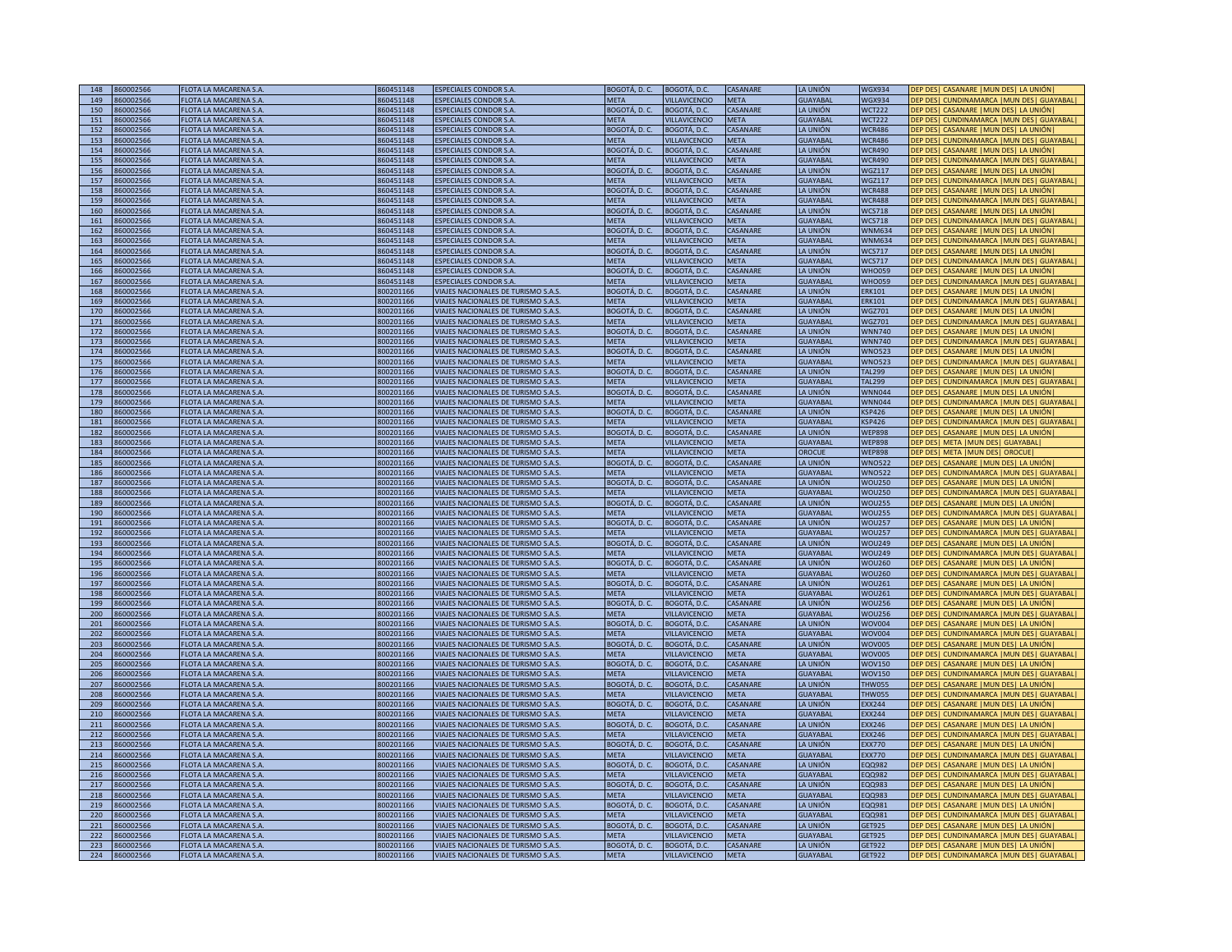| 148 | 860002566 | FLOTA LA MACARENA S.A. | 860451148 | ESPECIALES CONDOR S.A. | BOGOTÁ, D. C. | BOGOTÁ, D.C. | CASANARE | LA UNIÓN | WGX934 | DEP DES\| CASANARE \|MUN DES\| LA UNIÓN\| |
|---|---|---|---|---|---|---|---|---|---|---|
| 149 | 860002566 | FLOTA LA MACARENA S.A. | 860451148 | ESPECIALES CONDOR S.A. | META | VILLAVICENCIO | META | GUAYABAL | WGX934 | DEP DES\| CUNDINAMARCA \|MUN DES\| GUAYABAL\| |
| 150 | 860002566 | FLOTA LA MACARENA S.A. | 860451148 | ESPECIALES CONDOR S.A. | BOGOTÁ, D. C. | BOGOTÁ, D.C. | CASANARE | LA UNIÓN | WCT222 | DEP DES\| CASANARE \|MUN DES\| LA UNIÓN\| |
| 151 | 860002566 | FLOTA LA MACARENA S.A. | 860451148 | ESPECIALES CONDOR S.A. | META | VILLAVICENCIO | META | GUAYABAL | WCT222 | DEP DES\| CUNDINAMARCA \|MUN DES\| GUAYABAL\| |
| 152 | 860002566 | FLOTA LA MACARENA S.A. | 860451148 | ESPECIALES CONDOR S.A. | BOGOTÁ, D. C. | BOGOTÁ, D.C. | CASANARE | LA UNIÓN | WCR486 | DEP DES\| CASANARE \|MUN DES\| LA UNIÓN\| |
| 153 | 860002566 | FLOTA LA MACARENA S.A. | 860451148 | ESPECIALES CONDOR S.A. | META | VILLAVICENCIO | META | GUAYABAL | WCR486 | DEP DES\| CUNDINAMARCA \|MUN DES\| GUAYABAL\| |
| 154 | 860002566 | FLOTA LA MACARENA S.A. | 860451148 | ESPECIALES CONDOR S.A. | BOGOTÁ, D. C. | BOGOTÁ, D.C. | CASANARE | LA UNIÓN | WCR490 | DEP DES\| CASANARE \|MUN DES\| LA UNIÓN\| |
| 155 | 860002566 | FLOTA LA MACARENA S.A. | 860451148 | ESPECIALES CONDOR S.A. | META | VILLAVICENCIO | META | GUAYABAL | WCR490 | DEP DES\| CUNDINAMARCA \|MUN DES\| GUAYABAL\| |
| 156 | 860002566 | FLOTA LA MACARENA S.A. | 860451148 | ESPECIALES CONDOR S.A. | BOGOTÁ, D. C. | BOGOTÁ, D.C. | CASANARE | LA UNIÓN | WGZ117 | DEP DES\| CASANARE \|MUN DES\| LA UNIÓN\| |
| 157 | 860002566 | FLOTA LA MACARENA S.A. | 860451148 | ESPECIALES CONDOR S.A. | META | VILLAVICENCIO | META | GUAYABAL | WGZ117 | DEP DES\| CUNDINAMARCA \|MUN DES\| GUAYABAL\| |
| 158 | 860002566 | FLOTA LA MACARENA S.A. | 860451148 | ESPECIALES CONDOR S.A. | BOGOTÁ, D. C. | BOGOTÁ, D.C. | CASANARE | LA UNIÓN | WCR488 | DEP DES\| CASANARE \|MUN DES\| LA UNIÓN\| |
| 159 | 860002566 | FLOTA LA MACARENA S.A. | 860451148 | ESPECIALES CONDOR S.A. | META | VILLAVICENCIO | META | GUAYABAL | WCR488 | DEP DES\| CUNDINAMARCA \|MUN DES\| GUAYABAL\| |
| 160 | 860002566 | FLOTA LA MACARENA S.A. | 860451148 | ESPECIALES CONDOR S.A. | BOGOTÁ, D. C. | BOGOTÁ, D.C. | CASANARE | LA UNIÓN | WCS718 | DEP DES\| CASANARE \|MUN DES\| LA UNIÓN\| |
| 161 | 860002566 | FLOTA LA MACARENA S.A. | 860451148 | ESPECIALES CONDOR S.A. | META | VILLAVICENCIO | META | GUAYABAL | WCS718 | DEP DES\| CUNDINAMARCA \|MUN DES\| GUAYABAL\| |
| 162 | 860002566 | FLOTA LA MACARENA S.A. | 860451148 | ESPECIALES CONDOR S.A. | BOGOTÁ, D. C. | BOGOTÁ, D.C. | CASANARE | LA UNIÓN | WNM634 | DEP DES\| CASANARE \|MUN DES\| LA UNIÓN\| |
| 163 | 860002566 | FLOTA LA MACARENA S.A. | 860451148 | ESPECIALES CONDOR S.A. | META | VILLAVICENCIO | META | GUAYABAL | WNM634 | DEP DES\| CUNDINAMARCA \|MUN DES\| GUAYABAL\| |
| 164 | 860002566 | FLOTA LA MACARENA S.A. | 860451148 | ESPECIALES CONDOR S.A. | BOGOTÁ, D. C. | BOGOTÁ, D.C. | CASANARE | LA UNIÓN | WCS717 | DEP DES\| CASANARE \|MUN DES\| LA UNIÓN\| |
| 165 | 860002566 | FLOTA LA MACARENA S.A. | 860451148 | ESPECIALES CONDOR S.A. | META | VILLAVICENCIO | META | GUAYABAL | WCS717 | DEP DES\| CUNDINAMARCA \|MUN DES\| GUAYABAL\| |
| 166 | 860002566 | FLOTA LA MACARENA S.A. | 860451148 | ESPECIALES CONDOR S.A. | BOGOTÁ, D. C. | BOGOTÁ, D.C. | CASANARE | LA UNIÓN | WHO059 | DEP DES\| CASANARE \|MUN DES\| LA UNIÓN\| |
| 167 | 860002566 | FLOTA LA MACARENA S.A. | 860451148 | ESPECIALES CONDOR S.A. | META | VILLAVICENCIO | META | GUAYABAL | WHO059 | DEP DES\| CUNDINAMARCA \|MUN DES\| GUAYABAL\| |
| 168 | 860002566 | FLOTA LA MACARENA S.A. | 800201166 | VIAJES NACIONALES DE TURISMO S.A.S. | BOGOTÁ, D. C. | BOGOTÁ, D.C. | CASANARE | LA UNIÓN | ERK101 | DEP DES\| CASANARE \|MUN DES\| LA UNIÓN\| |
| 169 | 860002566 | FLOTA LA MACARENA S.A. | 800201166 | VIAJES NACIONALES DE TURISMO S.A.S. | META | VILLAVICENCIO | META | GUAYABAL | ERK101 | DEP DES\| CUNDINAMARCA \|MUN DES\| GUAYABAL\| |
| 170 | 860002566 | FLOTA LA MACARENA S.A. | 800201166 | VIAJES NACIONALES DE TURISMO S.A.S. | BOGOTÁ, D. C. | BOGOTÁ, D.C. | CASANARE | LA UNIÓN | WGZ701 | DEP DES\| CASANARE \|MUN DES\| LA UNIÓN\| |
| 171 | 860002566 | FLOTA LA MACARENA S.A. | 800201166 | VIAJES NACIONALES DE TURISMO S.A.S. | META | VILLAVICENCIO | META | GUAYABAL | WGZ701 | DEP DES\| CUNDINAMARCA \|MUN DES\| GUAYABAL\| |
| 172 | 860002566 | FLOTA LA MACARENA S.A. | 800201166 | VIAJES NACIONALES DE TURISMO S.A.S. | BOGOTÁ, D. C. | BOGOTÁ, D.C. | CASANARE | LA UNIÓN | WNN740 | DEP DES\| CASANARE \|MUN DES\| LA UNIÓN\| |
| 173 | 860002566 | FLOTA LA MACARENA S.A. | 800201166 | VIAJES NACIONALES DE TURISMO S.A.S. | META | VILLAVICENCIO | META | GUAYABAL | WNN740 | DEP DES\| CUNDINAMARCA \|MUN DES\| GUAYABAL\| |
| 174 | 860002566 | FLOTA LA MACARENA S.A. | 800201166 | VIAJES NACIONALES DE TURISMO S.A.S. | BOGOTÁ, D. C. | BOGOTÁ, D.C. | CASANARE | LA UNIÓN | WNO523 | DEP DES\| CASANARE \|MUN DES\| LA UNIÓN\| |
| 175 | 860002566 | FLOTA LA MACARENA S.A. | 800201166 | VIAJES NACIONALES DE TURISMO S.A.S. | META | VILLAVICENCIO | META | GUAYABAL | WNO523 | DEP DES\| CUNDINAMARCA \|MUN DES\| GUAYABAL\| |
| 176 | 860002566 | FLOTA LA MACARENA S.A. | 800201166 | VIAJES NACIONALES DE TURISMO S.A.S. | BOGOTÁ, D. C. | BOGOTÁ, D.C. | CASANARE | LA UNIÓN | TAL299 | DEP DES\| CASANARE \|MUN DES\| LA UNIÓN\| |
| 177 | 860002566 | FLOTA LA MACARENA S.A. | 800201166 | VIAJES NACIONALES DE TURISMO S.A.S. | META | VILLAVICENCIO | META | GUAYABAL | TAL299 | DEP DES\| CUNDINAMARCA \|MUN DES\| GUAYABAL\| |
| 178 | 860002566 | FLOTA LA MACARENA S.A. | 800201166 | VIAJES NACIONALES DE TURISMO S.A.S. | BOGOTÁ, D. C. | BOGOTÁ, D.C. | CASANARE | LA UNIÓN | WNN044 | DEP DES\| CASANARE \|MUN DES\| LA UNIÓN\| |
| 179 | 860002566 | FLOTA LA MACARENA S.A. | 800201166 | VIAJES NACIONALES DE TURISMO S.A.S. | META | VILLAVICENCIO | META | GUAYABAL | WNN044 | DEP DES\| CUNDINAMARCA \|MUN DES\| GUAYABAL\| |
| 180 | 860002566 | FLOTA LA MACARENA S.A. | 800201166 | VIAJES NACIONALES DE TURISMO S.A.S. | BOGOTÁ, D. C. | BOGOTÁ, D.C. | CASANARE | LA UNIÓN | KSP426 | DEP DES\| CASANARE \|MUN DES\| LA UNIÓN\| |
| 181 | 860002566 | FLOTA LA MACARENA S.A. | 800201166 | VIAJES NACIONALES DE TURISMO S.A.S. | META | VILLAVICENCIO | META | GUAYABAL | KSP426 | DEP DES\| CUNDINAMARCA \|MUN DES\| GUAYABAL\| |
| 182 | 860002566 | FLOTA LA MACARENA S.A. | 800201166 | VIAJES NACIONALES DE TURISMO S.A.S. | BOGOTÁ, D. C. | BOGOTÁ, D.C. | CASANARE | LA UNIÓN | WEP898 | DEP DES\| CASANARE \|MUN DES\| LA UNIÓN\| |
| 183 | 860002566 | FLOTA LA MACARENA S.A. | 800201166 | VIAJES NACIONALES DE TURISMO S.A.S. | META | VILLAVICENCIO | META | GUAYABAL | WEP898 | DEP DES\| META \|MUN DES\| GUAYABAL\| |
| 184 | 860002566 | FLOTA LA MACARENA S.A. | 800201166 | VIAJES NACIONALES DE TURISMO S.A.S. | META | VILLAVICENCIO | META | OROCUE | WEP898 | DEP DES\| META \|MUN DES\| OROCUE\| |
| 185 | 860002566 | FLOTA LA MACARENA S.A. | 800201166 | VIAJES NACIONALES DE TURISMO S.A.S. | BOGOTÁ, D. C. | BOGOTÁ, D.C. | CASANARE | LA UNIÓN | WNO522 | DEP DES\| CASANARE \|MUN DES\| LA UNIÓN\| |
| 186 | 860002566 | FLOTA LA MACARENA S.A. | 800201166 | VIAJES NACIONALES DE TURISMO S.A.S. | META | VILLAVICENCIO | META | GUAYABAL | WNO522 | DEP DES\| CUNDINAMARCA \|MUN DES\| GUAYABAL\| |
| 187 | 860002566 | FLOTA LA MACARENA S.A. | 800201166 | VIAJES NACIONALES DE TURISMO S.A.S. | BOGOTÁ, D. C. | BOGOTÁ, D.C. | CASANARE | LA UNIÓN | WOU250 | DEP DES\| CASANARE \|MUN DES\| LA UNIÓN\| |
| 188 | 860002566 | FLOTA LA MACARENA S.A. | 800201166 | VIAJES NACIONALES DE TURISMO S.A.S. | META | VILLAVICENCIO | META | GUAYABAL | WOU250 | DEP DES\| CUNDINAMARCA \|MUN DES\| GUAYABAL\| |
| 189 | 860002566 | FLOTA LA MACARENA S.A. | 800201166 | VIAJES NACIONALES DE TURISMO S.A.S. | BOGOTÁ, D. C. | BOGOTÁ, D.C. | CASANARE | LA UNIÓN | WOU255 | DEP DES\| CASANARE \|MUN DES\| LA UNIÓN\| |
| 190 | 860002566 | FLOTA LA MACARENA S.A. | 800201166 | VIAJES NACIONALES DE TURISMO S.A.S. | META | VILLAVICENCIO | META | GUAYABAL | WOU255 | DEP DES\| CUNDINAMARCA \|MUN DES\| GUAYABAL\| |
| 191 | 860002566 | FLOTA LA MACARENA S.A. | 800201166 | VIAJES NACIONALES DE TURISMO S.A.S. | BOGOTÁ, D. C. | BOGOTÁ, D.C. | CASANARE | LA UNIÓN | WOU257 | DEP DES\| CASANARE \|MUN DES\| LA UNIÓN\| |
| 192 | 860002566 | FLOTA LA MACARENA S.A. | 800201166 | VIAJES NACIONALES DE TURISMO S.A.S. | META | VILLAVICENCIO | META | GUAYABAL | WOU257 | DEP DES\| CUNDINAMARCA \|MUN DES\| GUAYABAL\| |
| 193 | 860002566 | FLOTA LA MACARENA S.A. | 800201166 | VIAJES NACIONALES DE TURISMO S.A.S. | BOGOTÁ, D. C. | BOGOTÁ, D.C. | CASANARE | LA UNIÓN | WOU249 | DEP DES\| CASANARE \|MUN DES\| LA UNIÓN\| |
| 194 | 860002566 | FLOTA LA MACARENA S.A. | 800201166 | VIAJES NACIONALES DE TURISMO S.A.S. | META | VILLAVICENCIO | META | GUAYABAL | WOU249 | DEP DES\| CUNDINAMARCA \|MUN DES\| GUAYABAL\| |
| 195 | 860002566 | FLOTA LA MACARENA S.A. | 800201166 | VIAJES NACIONALES DE TURISMO S.A.S. | BOGOTÁ, D. C. | BOGOTÁ, D.C. | CASANARE | LA UNIÓN | WOU260 | DEP DES\| CASANARE \|MUN DES\| LA UNIÓN\| |
| 196 | 860002566 | FLOTA LA MACARENA S.A. | 800201166 | VIAJES NACIONALES DE TURISMO S.A.S. | META | VILLAVICENCIO | META | GUAYABAL | WOU260 | DEP DES\| CUNDINAMARCA \|MUN DES\| GUAYABAL\| |
| 197 | 860002566 | FLOTA LA MACARENA S.A. | 800201166 | VIAJES NACIONALES DE TURISMO S.A.S. | BOGOTÁ, D. C. | BOGOTÁ, D.C. | CASANARE | LA UNIÓN | WOU261 | DEP DES\| CASANARE \|MUN DES\| LA UNIÓN\| |
| 198 | 860002566 | FLOTA LA MACARENA S.A. | 800201166 | VIAJES NACIONALES DE TURISMO S.A.S. | META | VILLAVICENCIO | META | GUAYABAL | WOU261 | DEP DES\| CUNDINAMARCA \|MUN DES\| GUAYABAL\| |
| 199 | 860002566 | FLOTA LA MACARENA S.A. | 800201166 | VIAJES NACIONALES DE TURISMO S.A.S. | BOGOTÁ, D. C. | BOGOTÁ, D.C. | CASANARE | LA UNIÓN | WOU256 | DEP DES\| CASANARE \|MUN DES\| LA UNIÓN\| |
| 200 | 860002566 | FLOTA LA MACARENA S.A. | 800201166 | VIAJES NACIONALES DE TURISMO S.A.S. | META | VILLAVICENCIO | META | GUAYABAL | WOU256 | DEP DES\| CUNDINAMARCA \|MUN DES\| GUAYABAL\| |
| 201 | 860002566 | FLOTA LA MACARENA S.A. | 800201166 | VIAJES NACIONALES DE TURISMO S.A.S. | BOGOTÁ, D. C. | BOGOTÁ, D.C. | CASANARE | LA UNIÓN | WOV004 | DEP DES\| CASANARE \|MUN DES\| LA UNIÓN\| |
| 202 | 860002566 | FLOTA LA MACARENA S.A. | 800201166 | VIAJES NACIONALES DE TURISMO S.A.S. | META | VILLAVICENCIO | META | GUAYABAL | WOV004 | DEP DES\| CUNDINAMARCA \|MUN DES\| GUAYABAL\| |
| 203 | 860002566 | FLOTA LA MACARENA S.A. | 800201166 | VIAJES NACIONALES DE TURISMO S.A.S. | BOGOTÁ, D. C. | BOGOTÁ, D.C. | CASANARE | LA UNIÓN | WOV005 | DEP DES\| CASANARE \|MUN DES\| LA UNIÓN\| |
| 204 | 860002566 | FLOTA LA MACARENA S.A. | 800201166 | VIAJES NACIONALES DE TURISMO S.A.S. | META | VILLAVICENCIO | META | GUAYABAL | WOV005 | DEP DES\| CUNDINAMARCA \|MUN DES\| GUAYABAL\| |
| 205 | 860002566 | FLOTA LA MACARENA S.A. | 800201166 | VIAJES NACIONALES DE TURISMO S.A.S. | BOGOTÁ, D. C. | BOGOTÁ, D.C. | CASANARE | LA UNIÓN | WOV150 | DEP DES\| CASANARE \|MUN DES\| LA UNIÓN\| |
| 206 | 860002566 | FLOTA LA MACARENA S.A. | 800201166 | VIAJES NACIONALES DE TURISMO S.A.S. | META | VILLAVICENCIO | META | GUAYABAL | WOV150 | DEP DES\| CUNDINAMARCA \|MUN DES\| GUAYABAL\| |
| 207 | 860002566 | FLOTA LA MACARENA S.A. | 800201166 | VIAJES NACIONALES DE TURISMO S.A.S. | BOGOTÁ, D. C. | BOGOTÁ, D.C. | CASANARE | LA UNIÓN | THW055 | DEP DES\| CASANARE \|MUN DES\| LA UNIÓN\| |
| 208 | 860002566 | FLOTA LA MACARENA S.A. | 800201166 | VIAJES NACIONALES DE TURISMO S.A.S. | META | VILLAVICENCIO | META | GUAYABAL | THW055 | DEP DES\| CUNDINAMARCA \|MUN DES\| GUAYABAL\| |
| 209 | 860002566 | FLOTA LA MACARENA S.A. | 800201166 | VIAJES NACIONALES DE TURISMO S.A.S. | BOGOTÁ, D. C. | BOGOTÁ, D.C. | CASANARE | LA UNIÓN | EXX244 | DEP DES\| CASANARE \|MUN DES\| LA UNIÓN\| |
| 210 | 860002566 | FLOTA LA MACARENA S.A. | 800201166 | VIAJES NACIONALES DE TURISMO S.A.S. | META | VILLAVICENCIO | META | GUAYABAL | EXX244 | DEP DES\| CUNDINAMARCA \|MUN DES\| GUAYABAL\| |
| 211 | 860002566 | FLOTA LA MACARENA S.A. | 800201166 | VIAJES NACIONALES DE TURISMO S.A.S. | BOGOTÁ, D. C. | BOGOTÁ, D.C. | CASANARE | LA UNIÓN | EXX246 | DEP DES\| CASANARE \|MUN DES\| LA UNIÓN\| |
| 212 | 860002566 | FLOTA LA MACARENA S.A. | 800201166 | VIAJES NACIONALES DE TURISMO S.A.S. | META | VILLAVICENCIO | META | GUAYABAL | EXX246 | DEP DES\| CUNDINAMARCA \|MUN DES\| GUAYABAL\| |
| 213 | 860002566 | FLOTA LA MACARENA S.A. | 800201166 | VIAJES NACIONALES DE TURISMO S.A.S. | BOGOTÁ, D. C. | BOGOTÁ, D.C. | CASANARE | LA UNIÓN | EXX770 | DEP DES\| CASANARE \|MUN DES\| LA UNIÓN\| |
| 214 | 860002566 | FLOTA LA MACARENA S.A. | 800201166 | VIAJES NACIONALES DE TURISMO S.A.S. | META | VILLAVICENCIO | META | GUAYABAL | EXX770 | DEP DES\| CUNDINAMARCA \|MUN DES\| GUAYABAL\| |
| 215 | 860002566 | FLOTA LA MACARENA S.A. | 800201166 | VIAJES NACIONALES DE TURISMO S.A.S. | BOGOTÁ, D. C. | BOGOTÁ, D.C. | CASANARE | LA UNIÓN | EQQ982 | DEP DES\| CASANARE \|MUN DES\| LA UNIÓN\| |
| 216 | 860002566 | FLOTA LA MACARENA S.A. | 800201166 | VIAJES NACIONALES DE TURISMO S.A.S. | META | VILLAVICENCIO | META | GUAYABAL | EQQ982 | DEP DES\| CUNDINAMARCA \|MUN DES\| GUAYABAL\| |
| 217 | 860002566 | FLOTA LA MACARENA S.A. | 800201166 | VIAJES NACIONALES DE TURISMO S.A.S. | BOGOTÁ, D. C. | BOGOTÁ, D.C. | CASANARE | LA UNIÓN | EQQ983 | DEP DES\| CASANARE \|MUN DES\| LA UNIÓN\| |
| 218 | 860002566 | FLOTA LA MACARENA S.A. | 800201166 | VIAJES NACIONALES DE TURISMO S.A.S. | META | VILLAVICENCIO | META | GUAYABAL | EQQ983 | DEP DES\| CUNDINAMARCA \|MUN DES\| GUAYABAL\| |
| 219 | 860002566 | FLOTA LA MACARENA S.A. | 800201166 | VIAJES NACIONALES DE TURISMO S.A.S. | BOGOTÁ, D. C. | BOGOTÁ, D.C. | CASANARE | LA UNIÓN | EQQ981 | DEP DES\| CASANARE \|MUN DES\| LA UNIÓN\| |
| 220 | 860002566 | FLOTA LA MACARENA S.A. | 800201166 | VIAJES NACIONALES DE TURISMO S.A.S. | META | VILLAVICENCIO | META | GUAYABAL | EQQ981 | DEP DES\| CUNDINAMARCA \|MUN DES\| GUAYABAL\| |
| 221 | 860002566 | FLOTA LA MACARENA S.A. | 800201166 | VIAJES NACIONALES DE TURISMO S.A.S. | BOGOTÁ, D. C. | BOGOTÁ, D.C. | CASANARE | LA UNIÓN | GET925 | DEP DES\| CASANARE \|MUN DES\| LA UNIÓN\| |
| 222 | 860002566 | FLOTA LA MACARENA S.A. | 800201166 | VIAJES NACIONALES DE TURISMO S.A.S. | META | VILLAVICENCIO | META | GUAYABAL | GET925 | DEP DES\| CUNDINAMARCA \|MUN DES\| GUAYABAL\| |
| 223 | 860002566 | FLOTA LA MACARENA S.A. | 800201166 | VIAJES NACIONALES DE TURISMO S.A.S. | BOGOTÁ, D. C. | BOGOTÁ, D.C. | CASANARE | LA UNIÓN | GET922 | DEP DES\| CASANARE \|MUN DES\| LA UNIÓN\| |
| 224 | 860002566 | FLOTA LA MACARENA S.A. | 800201166 | VIAJES NACIONALES DE TURISMO S.A.S. | META | VILLAVICENCIO | META | GUAYABAL | GET922 | DEP DES\| CUNDINAMARCA \|MUN DES\| GUAYABAL\| |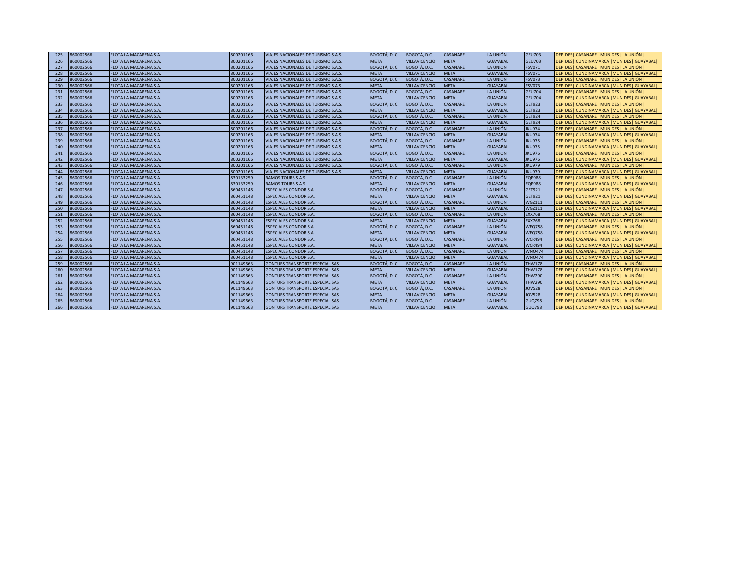| | | | | | | | | | | |
|---|---|---|---|---|---|---|---|---|---|---|
| 225 | 860002566 | FLOTA LA MACARENA S.A. | 800201166 | VIAJES NACIONALES DE TURISMO S.A.S. | BOGOTÁ, D. C. | BOGOTÁ, D.C. | CASANARE | LA UNIÓN | GEU703 | DEP DES\| CASANARE \|MUN DES\| LA UNIÓN\| |
| 226 | 860002566 | FLOTA LA MACARENA S.A. | 800201166 | VIAJES NACIONALES DE TURISMO S.A.S. | META | VILLAVICENCIO | META | GUAYABAL | GEU703 | DEP DES\| CUNDINAMARCA \|MUN DES\| GUAYABAL\| |
| 227 | 860002566 | FLOTA LA MACARENA S.A. | 800201166 | VIAJES NACIONALES DE TURISMO S.A.S. | BOGOTÁ, D. C. | BOGOTÁ, D.C. | CASANARE | LA UNIÓN | FSV071 | DEP DES\| CASANARE \|MUN DES\| LA UNIÓN\| |
| 228 | 860002566 | FLOTA LA MACARENA S.A. | 800201166 | VIAJES NACIONALES DE TURISMO S.A.S. | META | VILLAVICENCIO | META | GUAYABAL | FSV071 | DEP DES\| CUNDINAMARCA \|MUN DES\| GUAYABAL\| |
| 229 | 860002566 | FLOTA LA MACARENA S.A. | 800201166 | VIAJES NACIONALES DE TURISMO S.A.S. | BOGOTÁ, D. C. | BOGOTÁ, D.C. | CASANARE | LA UNIÓN | FSV073 | DEP DES\| CASANARE \|MUN DES\| LA UNIÓN\| |
| 230 | 860002566 | FLOTA LA MACARENA S.A. | 800201166 | VIAJES NACIONALES DE TURISMO S.A.S. | META | VILLAVICENCIO | META | GUAYABAL | FSV073 | DEP DES\| CUNDINAMARCA \|MUN DES\| GUAYABAL\| |
| 231 | 860002566 | FLOTA LA MACARENA S.A. | 800201166 | VIAJES NACIONALES DE TURISMO S.A.S. | BOGOTÁ, D. C. | BOGOTÁ, D.C. | CASANARE | LA UNIÓN | GEU704 | DEP DES\| CASANARE \|MUN DES\| LA UNIÓN\| |
| 232 | 860002566 | FLOTA LA MACARENA S.A. | 800201166 | VIAJES NACIONALES DE TURISMO S.A.S. | META | VILLAVICENCIO | META | GUAYABAL | GEU704 | DEP DES\| CUNDINAMARCA \|MUN DES\| GUAYABAL\| |
| 233 | 860002566 | FLOTA LA MACARENA S.A. | 800201166 | VIAJES NACIONALES DE TURISMO S.A.S. | BOGOTÁ, D. C. | BOGOTÁ, D.C. | CASANARE | LA UNIÓN | GET923 | DEP DES\| CASANARE \|MUN DES\| LA UNIÓN\| |
| 234 | 860002566 | FLOTA LA MACARENA S.A. | 800201166 | VIAJES NACIONALES DE TURISMO S.A.S. | META | VILLAVICENCIO | META | GUAYABAL | GET923 | DEP DES\| CUNDINAMARCA \|MUN DES\| GUAYABAL\| |
| 235 | 860002566 | FLOTA LA MACARENA S.A. | 800201166 | VIAJES NACIONALES DE TURISMO S.A.S. | BOGOTÁ, D. C. | BOGOTÁ, D.C. | CASANARE | LA UNIÓN | GET924 | DEP DES\| CASANARE \|MUN DES\| LA UNIÓN\| |
| 236 | 860002566 | FLOTA LA MACARENA S.A. | 800201166 | VIAJES NACIONALES DE TURISMO S.A.S. | META | VILLAVICENCIO | META | GUAYABAL | GET924 | DEP DES\| CUNDINAMARCA \|MUN DES\| GUAYABAL\| |
| 237 | 860002566 | FLOTA LA MACARENA S.A. | 800201166 | VIAJES NACIONALES DE TURISMO S.A.S. | BOGOTÁ, D. C. | BOGOTÁ, D.C. | CASANARE | LA UNIÓN | JKU974 | DEP DES\| CASANARE \|MUN DES\| LA UNIÓN\| |
| 238 | 860002566 | FLOTA LA MACARENA S.A. | 800201166 | VIAJES NACIONALES DE TURISMO S.A.S. | META | VILLAVICENCIO | META | GUAYABAL | JKU974 | DEP DES\| CUNDINAMARCA \|MUN DES\| GUAYABAL\| |
| 239 | 860002566 | FLOTA LA MACARENA S.A. | 800201166 | VIAJES NACIONALES DE TURISMO S.A.S. | BOGOTÁ, D. C. | BOGOTÁ, D.C. | CASANARE | LA UNIÓN | JKU975 | DEP DES\| CASANARE \|MUN DES\| LA UNIÓN\| |
| 240 | 860002566 | FLOTA LA MACARENA S.A. | 800201166 | VIAJES NACIONALES DE TURISMO S.A.S. | META | VILLAVICENCIO | META | GUAYABAL | JKU975 | DEP DES\| CUNDINAMARCA \|MUN DES\| GUAYABAL\| |
| 241 | 860002566 | FLOTA LA MACARENA S.A. | 800201166 | VIAJES NACIONALES DE TURISMO S.A.S. | BOGOTÁ, D. C. | BOGOTÁ, D.C. | CASANARE | LA UNIÓN | JKU976 | DEP DES\| CASANARE \|MUN DES\| LA UNIÓN\| |
| 242 | 860002566 | FLOTA LA MACARENA S.A. | 800201166 | VIAJES NACIONALES DE TURISMO S.A.S. | META | VILLAVICENCIO | META | GUAYABAL | JKU976 | DEP DES\| CUNDINAMARCA \|MUN DES\| GUAYABAL\| |
| 243 | 860002566 | FLOTA LA MACARENA S.A. | 800201166 | VIAJES NACIONALES DE TURISMO S.A.S. | BOGOTÁ, D. C. | BOGOTÁ, D.C. | CASANARE | LA UNIÓN | JKU979 | DEP DES\| CASANARE \|MUN DES\| LA UNIÓN\| |
| 244 | 860002566 | FLOTA LA MACARENA S.A. | 800201166 | VIAJES NACIONALES DE TURISMO S.A.S. | META | VILLAVICENCIO | META | GUAYABAL | JKU979 | DEP DES\| CUNDINAMARCA \|MUN DES\| GUAYABAL\| |
| 245 | 860002566 | FLOTA LA MACARENA S.A. | 830133259 | RAMOS TOURS S.A.S | BOGOTÁ, D. C. | BOGOTÁ, D.C. | CASANARE | LA UNIÓN | EQP988 | DEP DES\| CASANARE \|MUN DES\| LA UNIÓN\| |
| 246 | 860002566 | FLOTA LA MACARENA S.A. | 830133259 | RAMOS TOURS S.A.S | META | VILLAVICENCIO | META | GUAYABAL | EQP988 | DEP DES\| CUNDINAMARCA \|MUN DES\| GUAYABAL\| |
| 247 | 860002566 | FLOTA LA MACARENA S.A. | 860451148 | ESPECIALES CONDOR S.A. | BOGOTÁ, D. C. | BOGOTÁ, D.C. | CASANARE | LA UNIÓN | GET921 | DEP DES\| CASANARE \|MUN DES\| LA UNIÓN\| |
| 248 | 860002566 | FLOTA LA MACARENA S.A. | 860451148 | ESPECIALES CONDOR S.A. | META | VILLAVICENCIO | META | GUAYABAL | GET921 | DEP DES\| CUNDINAMARCA \|MUN DES\| GUAYABAL\| |
| 249 | 860002566 | FLOTA LA MACARENA S.A. | 860451148 | ESPECIALES CONDOR S.A. | BOGOTÁ, D. C. | BOGOTÁ, D.C. | CASANARE | LA UNIÓN | WGZ111 | DEP DES\| CASANARE \|MUN DES\| LA UNIÓN\| |
| 250 | 860002566 | FLOTA LA MACARENA S.A. | 860451148 | ESPECIALES CONDOR S.A. | META | VILLAVICENCIO | META | GUAYABAL | WGZ111 | DEP DES\| CUNDINAMARCA \|MUN DES\| GUAYABAL\| |
| 251 | 860002566 | FLOTA LA MACARENA S.A. | 860451148 | ESPECIALES CONDOR S.A. | BOGOTÁ, D. C. | BOGOTÁ, D.C. | CASANARE | LA UNIÓN | EXX768 | DEP DES\| CASANARE \|MUN DES\| LA UNIÓN\| |
| 252 | 860002566 | FLOTA LA MACARENA S.A. | 860451148 | ESPECIALES CONDOR S.A. | META | VILLAVICENCIO | META | GUAYABAL | EXX768 | DEP DES\| CUNDINAMARCA \|MUN DES\| GUAYABAL\| |
| 253 | 860002566 | FLOTA LA MACARENA S.A. | 860451148 | ESPECIALES CONDOR S.A. | BOGOTÁ, D. C. | BOGOTÁ, D.C. | CASANARE | LA UNIÓN | WEQ758 | DEP DES\| CASANARE \|MUN DES\| LA UNIÓN\| |
| 254 | 860002566 | FLOTA LA MACARENA S.A. | 860451148 | ESPECIALES CONDOR S.A. | META | VILLAVICENCIO | META | GUAYABAL | WEQ758 | DEP DES\| CUNDINAMARCA \|MUN DES\| GUAYABAL\| |
| 255 | 860002566 | FLOTA LA MACARENA S.A. | 860451148 | ESPECIALES CONDOR S.A. | BOGOTÁ, D. C. | BOGOTÁ, D.C. | CASANARE | LA UNIÓN | WCR494 | DEP DES\| CASANARE \|MUN DES\| LA UNIÓN\| |
| 256 | 860002566 | FLOTA LA MACARENA S.A. | 860451148 | ESPECIALES CONDOR S.A. | META | VILLAVICENCIO | META | GUAYABAL | WCR494 | DEP DES\| CUNDINAMARCA \|MUN DES\| GUAYABAL\| |
| 257 | 860002566 | FLOTA LA MACARENA S.A. | 860451148 | ESPECIALES CONDOR S.A. | BOGOTÁ, D. C. | BOGOTÁ, D.C. | CASANARE | LA UNIÓN | WNO474 | DEP DES\| CASANARE \|MUN DES\| LA UNIÓN\| |
| 258 | 860002566 | FLOTA LA MACARENA S.A. | 860451148 | ESPECIALES CONDOR S.A. | META | VILLAVICENCIO | META | GUAYABAL | WNO474 | DEP DES\| CUNDINAMARCA \|MUN DES\| GUAYABAL\| |
| 259 | 860002566 | FLOTA LA MACARENA S.A. | 901149663 | GONTURS TRANSPORTE ESPECIAL SAS | BOGOTÁ, D. C. | BOGOTÁ, D.C. | CASANARE | LA UNIÓN | THW178 | DEP DES\| CASANARE \|MUN DES\| LA UNIÓN\| |
| 260 | 860002566 | FLOTA LA MACARENA S.A. | 901149663 | GONTURS TRANSPORTE ESPECIAL SAS | META | VILLAVICENCIO | META | GUAYABAL | THW178 | DEP DES\| CUNDINAMARCA \|MUN DES\| GUAYABAL\| |
| 261 | 860002566 | FLOTA LA MACARENA S.A. | 901149663 | GONTURS TRANSPORTE ESPECIAL SAS | BOGOTÁ, D. C. | BOGOTÁ, D.C. | CASANARE | LA UNIÓN | THW290 | DEP DES\| CASANARE \|MUN DES\| LA UNIÓN\| |
| 262 | 860002566 | FLOTA LA MACARENA S.A. | 901149663 | GONTURS TRANSPORTE ESPECIAL SAS | META | VILLAVICENCIO | META | GUAYABAL | THW290 | DEP DES\| CUNDINAMARCA \|MUN DES\| GUAYABAL\| |
| 263 | 860002566 | FLOTA LA MACARENA S.A. | 901149663 | GONTURS TRANSPORTE ESPECIAL SAS | BOGOTÁ, D. C. | BOGOTÁ, D.C. | CASANARE | LA UNIÓN | JOV528 | DEP DES\| CASANARE \|MUN DES\| LA UNIÓN\| |
| 264 | 860002566 | FLOTA LA MACARENA S.A. | 901149663 | GONTURS TRANSPORTE ESPECIAL SAS | META | VILLAVICENCIO | META | GUAYABAL | JOV528 | DEP DES\| CUNDINAMARCA \|MUN DES\| GUAYABAL\| |
| 265 | 860002566 | FLOTA LA MACARENA S.A. | 901149663 | GONTURS TRANSPORTE ESPECIAL SAS | BOGOTÁ, D. C. | BOGOTÁ, D.C. | CASANARE | LA UNIÓN | GUQ798 | DEP DES\| CASANARE \|MUN DES\| LA UNIÓN\| |
| 266 | 860002566 | FLOTA LA MACARENA S.A. | 901149663 | GONTURS TRANSPORTE ESPECIAL SAS | META | VILLAVICENCIO | META | GUAYABAL | GUQ798 | DEP DES\| CUNDINAMARCA \|MUN DES\| GUAYABAL\| |